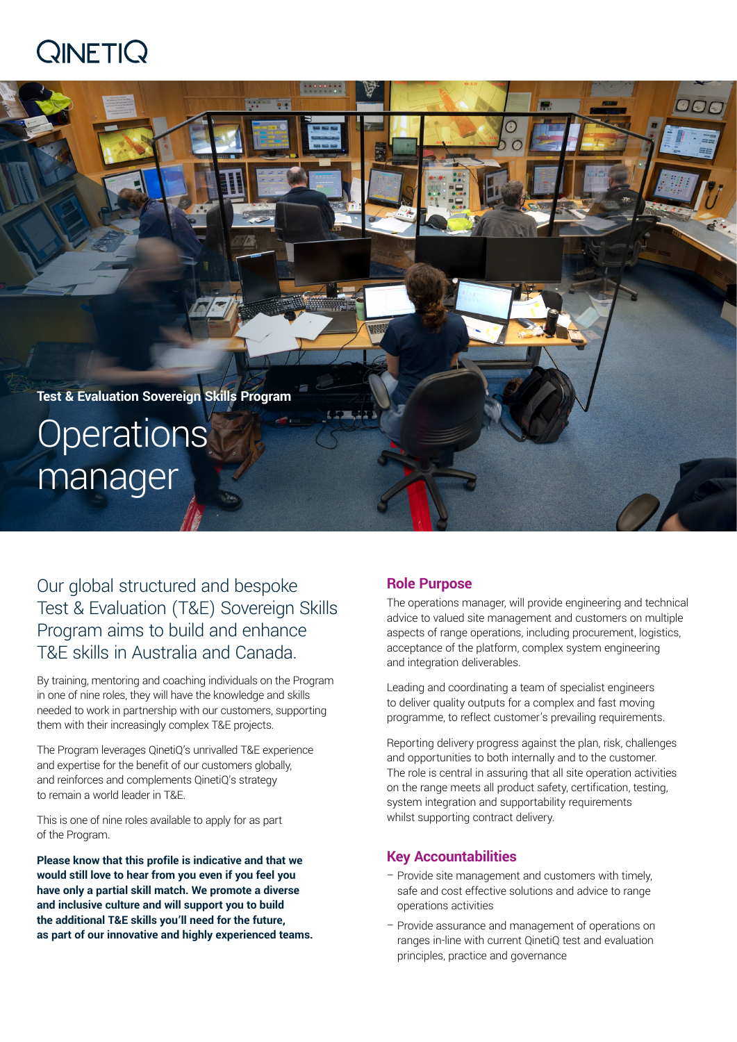QINETIQ

**Test & Evaluation Sovereign Skills Program**

# Operations manager

## Our global structured and bespoke Test & Evaluation (T&E) Sovereign Skills Program aims to build and enhance T&E skills in Australia and Canada.

By training, mentoring and coaching individuals on the Program in one of nine roles, they will have the knowledge and skills needed to work in partnership with our customers, supporting them with their increasingly complex T&E projects.

The Program leverages QinetiQ's unrivalled T&E experience and expertise for the benefit of our customers globally, and reinforces and complements QinetiQ's strategy to remain a world leader in T&E.

This is one of nine roles available to apply for as part of the Program.

**Please know that this profile is indicative and that we would still love to hear from you even if you feel you have only a partial skill match. We promote a diverse and inclusive culture and will support you to build the additional T&E skills you'll need for the future, as part of our innovative and highly experienced teams.**

## Role Purpose

The operations manager, will provide engineering and technical advice to valued site management and customers on multiple aspects of range operations, including procurement, logistics, acceptance of the platform, complex system engineering and integration deliverables.

Leading and coordinating a team of specialist engineers to deliver quality outputs for a complex and fast moving programme, to reflect customer's prevailing requirements.

Reporting delivery progress against the plan, risk, challenges and opportunities to both internally and to the customer. The role is central in assuring that all site operation activities on the range meets all product safety, certification, testing, system integration and supportability requirements whilst supporting contract delivery.

## Key Accountabilities

- Provide site management and customers with timely, safe and cost effective solutions and advice to range operations activities
- Provide assurance and management of operations on ranges in-line with current QinetiQ test and evaluation principles, practice and governance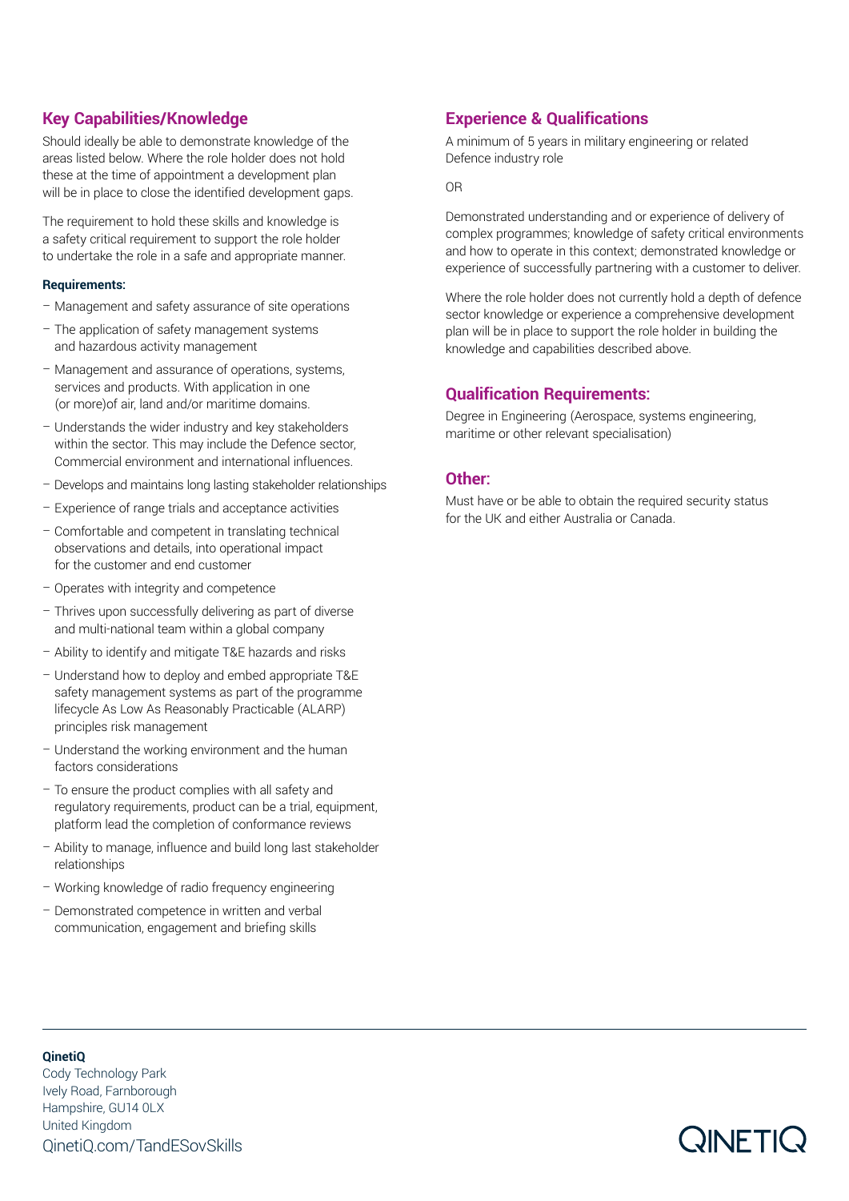## Key Capabilities/Knowledge

Should ideally be able to demonstrate knowledge of the areas listed below. Where the role holder does not hold these at the time of appointment a development plan will be in place to close the identified development gaps.

The requirement to hold these skills and knowledge is a safety critical requirement to support the role holder to undertake the role in a safe and appropriate manner.

**Requirements:**

- Management and safety assurance of site operations
- The application of safety management systems and hazardous activity management
- Management and assurance of operations, systems, services and products. With application in one (or more)of air, land and/or maritime domains.
- Understands the wider industry and key stakeholders within the sector. This may include the Defence sector, Commercial environment and international influences.
- Develops and maintains long lasting stakeholder relationships
- Experience of range trials and acceptance activities
- Comfortable and competent in translating technical observations and details, into operational impact for the customer and end customer
- Operates with integrity and competence
- Thrives upon successfully delivering as part of diverse and multi-national team within a global company
- Ability to identify and mitigate T&E hazards and risks
- Understand how to deploy and embed appropriate T&E safety management systems as part of the programme lifecycle As Low As Reasonably Practicable (ALARP) principles risk management
- Understand the working environment and the human factors considerations
- To ensure the product complies with all safety and regulatory requirements, product can be a trial, equipment, platform lead the completion of conformance reviews
- Ability to manage, influence and build long last stakeholder relationships
- Working knowledge of radio frequency engineering
- Demonstrated competence in written and verbal communication, engagement and briefing skills

## Experience & Qualifications

A minimum of 5 years in military engineering or related Defence industry role

OR

Demonstrated understanding and or experience of delivery of complex programmes; knowledge of safety critical environments and how to operate in this context; demonstrated knowledge or experience of successfully partnering with a customer to deliver.

Where the role holder does not currently hold a depth of defence sector knowledge or experience a comprehensive development plan will be in place to support the role holder in building the knowledge and capabilities described above.

## Qualification Requirements:

Degree in Engineering (Aerospace, systems engineering, maritime or other relevant specialisation)

## Other:

Must have or be able to obtain the required security status for the UK and either Australia or Canada.

**QinetiQ**
Cody Technology Park
Ively Road, Farnborough
Hampshire, GU14 0LX
United Kingdom
QinetiQ.com/TandESovSkills

QINETIQ